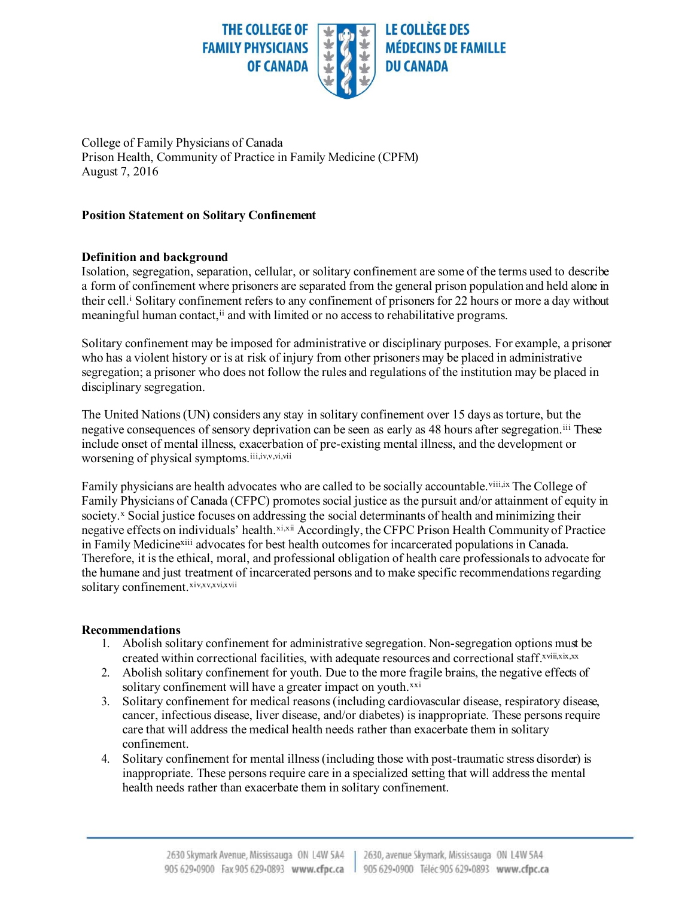THE COLLEGE OF FAMILY PHYSICIANS OF CANADA | LE COLLÈGE DES MÉDECINS DE FAMILLE DU CANADA

College of Family Physicians of Canada
Prison Health, Community of Practice in Family Medicine (CPFM)
August 7, 2016

**Position Statement on Solitary Confinement**

**Definition and background**

Isolation, segregation, separation, cellular, or solitary confinement are some of the terms used to describe a form of confinement where prisoners are separated from the general prison population and held alone in their cell.[i] Solitary confinement refers to any confinement of prisoners for 22 hours or more a day without meaningful human contact,[ii] and with limited or no access to rehabilitative programs.

Solitary confinement may be imposed for administrative or disciplinary purposes. For example, a prisoner who has a violent history or is at risk of injury from other prisoners may be placed in administrative segregation; a prisoner who does not follow the rules and regulations of the institution may be placed in disciplinary segregation.

The United Nations (UN) considers any stay in solitary confinement over 15 days as torture, but the negative consequences of sensory deprivation can be seen as early as 48 hours after segregation.[iii] These include onset of mental illness, exacerbation of pre-existing mental illness, and the development or worsening of physical symptoms.[iii,iv,v,vi,vii]

Family physicians are health advocates who are called to be socially accountable.[viii,ix] The College of Family Physicians of Canada (CFPC) promotes social justice as the pursuit and/or attainment of equity in society.[x] Social justice focuses on addressing the social determinants of health and minimizing their negative effects on individuals' health.[xi,xii] Accordingly, the CFPC Prison Health Community of Practice in Family Medicine[xiii] advocates for best health outcomes for incarcerated populations in Canada. Therefore, it is the ethical, moral, and professional obligation of health care professionals to advocate for the humane and just treatment of incarcerated persons and to make specific recommendations regarding solitary confinement.[xiv,xv,xvi,xvii]

**Recommendations**

1. Abolish solitary confinement for administrative segregation. Non-segregation options must be created within correctional facilities, with adequate resources and correctional staff.[xviii,xix,xx]
2. Abolish solitary confinement for youth. Due to the more fragile brains, the negative effects of solitary confinement will have a greater impact on youth.[xxi]
3. Solitary confinement for medical reasons (including cardiovascular disease, respiratory disease, cancer, infectious disease, liver disease, and/or diabetes) is inappropriate. These persons require care that will address the medical health needs rather than exacerbate them in solitary confinement.
4. Solitary confinement for mental illness (including those with post-traumatic stress disorder) is inappropriate. These persons require care in a specialized setting that will address the mental health needs rather than exacerbate them in solitary confinement.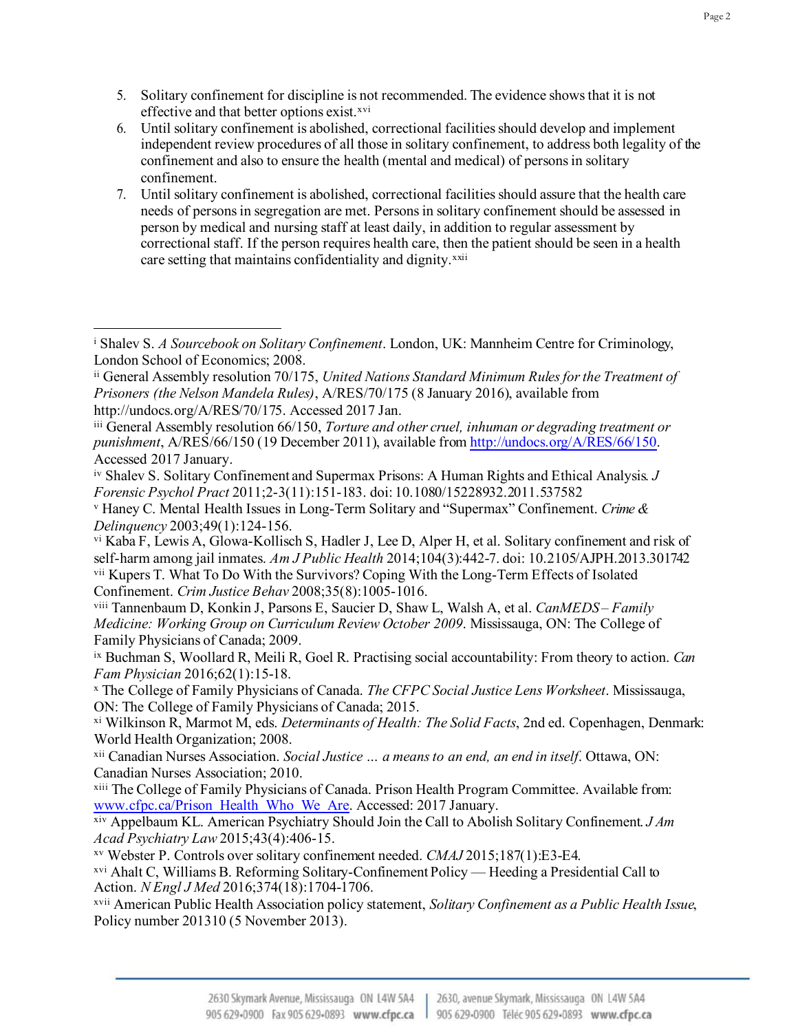5. Solitary confinement for discipline is not recommended. The evidence shows that it is not effective and that better options exist.[xvi]
6. Until solitary confinement is abolished, correctional facilities should develop and implement independent review procedures of all those in solitary confinement, to address both legality of the confinement and also to ensure the health (mental and medical) of persons in solitary confinement.
7. Until solitary confinement is abolished, correctional facilities should assure that the health care needs of persons in segregation are met. Persons in solitary confinement should be assessed in person by medical and nursing staff at least daily, in addition to regular assessment by correctional staff. If the person requires health care, then the patient should be seen in a health care setting that maintains confidentiality and dignity.[xxii]

---

[i] Shalev S. *A Sourcebook on Solitary Confinement*. London, UK: Mannheim Centre for Criminology, London School of Economics; 2008.

[ii] General Assembly resolution 70/175, *United Nations Standard Minimum Rules for the Treatment of Prisoners (the Nelson Mandela Rules)*, A/RES/70/175 (8 January 2016), available from http://undocs.org/A/RES/70/175. Accessed 2017 Jan.

[iii] General Assembly resolution 66/150, *Torture and other cruel, inhuman or degrading treatment or punishment*, A/RES/66/150 (19 December 2011), available from http://undocs.org/A/RES/66/150. Accessed 2017 January.

[iv] Shalev S. Solitary Confinement and Supermax Prisons: A Human Rights and Ethical Analysis. *J Forensic Psychol Pract* 2011;2-3(11):151-183. doi: 10.1080/15228932.2011.537582

[v] Haney C. Mental Health Issues in Long-Term Solitary and "Supermax" Confinement. *Crime & Delinquency* 2003;49(1):124-156.

[vi] Kaba F, Lewis A, Glowa-Kollisch S, Hadler J, Lee D, Alper H, et al. Solitary confinement and risk of self-harm among jail inmates. *Am J Public Health* 2014;104(3):442-7. doi: 10.2105/AJPH.2013.301742

[vii] Kupers T. What To Do With the Survivors? Coping With the Long-Term Effects of Isolated Confinement. *Crim Justice Behav* 2008;35(8):1005-1016.

[viii] Tannenbaum D, Konkin J, Parsons E, Saucier D, Shaw L, Walsh A, et al. *CanMEDS – Family Medicine: Working Group on Curriculum Review October 2009*. Mississauga, ON: The College of Family Physicians of Canada; 2009.

[ix] Buchman S, Woollard R, Meili R, Goel R. Practising social accountability: From theory to action. *Can Fam Physician* 2016;62(1):15-18.

[x] The College of Family Physicians of Canada. *The CFPC Social Justice Lens Worksheet*. Mississauga, ON: The College of Family Physicians of Canada; 2015.

[xi] Wilkinson R, Marmot M, eds. *Determinants of Health: The Solid Facts*, 2nd ed. Copenhagen, Denmark: World Health Organization; 2008.

[xii] Canadian Nurses Association. *Social Justice … a means to an end, an end in itself*. Ottawa, ON: Canadian Nurses Association; 2010.

[xiii] The College of Family Physicians of Canada. Prison Health Program Committee. Available from: www.cfpc.ca/Prison_Health_Who_We_Are. Accessed: 2017 January.

[xiv] Appelbaum KL. American Psychiatry Should Join the Call to Abolish Solitary Confinement. *J Am Acad Psychiatry Law* 2015;43(4):406-15.

[xv] Webster P. Controls over solitary confinement needed. *CMAJ* 2015;187(1):E3-E4.

[xvi] Ahalt C, Williams B. Reforming Solitary-Confinement Policy — Heeding a Presidential Call to Action. *N Engl J Med* 2016;374(18):1704-1706.

[xvii] American Public Health Association policy statement, *Solitary Confinement as a Public Health Issue*, Policy number 201310 (5 November 2013).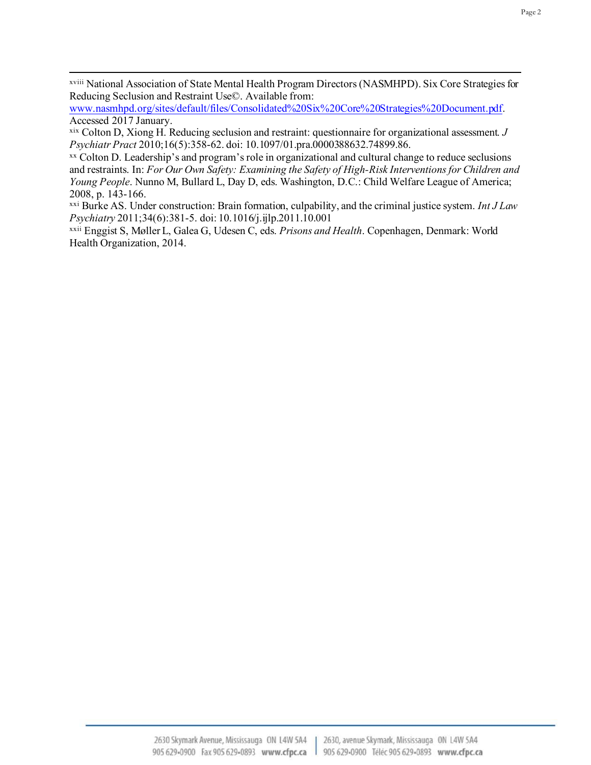[xviii] National Association of State Mental Health Program Directors (NASMHPD). Six Core Strategies for Reducing Seclusion and Restraint Use©. Available from: [www.nasmhpd.org/sites/default/files/Consolidated%20Six%20Core%20Strategies%20Document.pdf](www.nasmhpd.org/sites/default/files/Consolidated%20Six%20Core%20Strategies%20Document.pdf). Accessed 2017 January.

[xix] Colton D, Xiong H. Reducing seclusion and restraint: questionnaire for organizational assessment. *J Psychiatr Pract* 2010;16(5):358-62. doi: 10.1097/01.pra.0000388632.74899.86.

[xx] Colton D. Leadership's and program's role in organizational and cultural change to reduce seclusions and restraints. In: *For Our Own Safety: Examining the Safety of High-Risk Interventions for Children and Young People*. Nunno M, Bullard L, Day D, eds. Washington, D.C.: Child Welfare League of America; 2008, p. 143-166.

[xxi] Burke AS. Under construction: Brain formation, culpability, and the criminal justice system. *Int J Law Psychiatry* 2011;34(6):381-5. doi: 10.1016/j.ijlp.2011.10.001

[xxii] Enggist S, Møller L, Galea G, Udesen C, eds. *Prisons and Health*. Copenhagen, Denmark: World Health Organization, 2014.